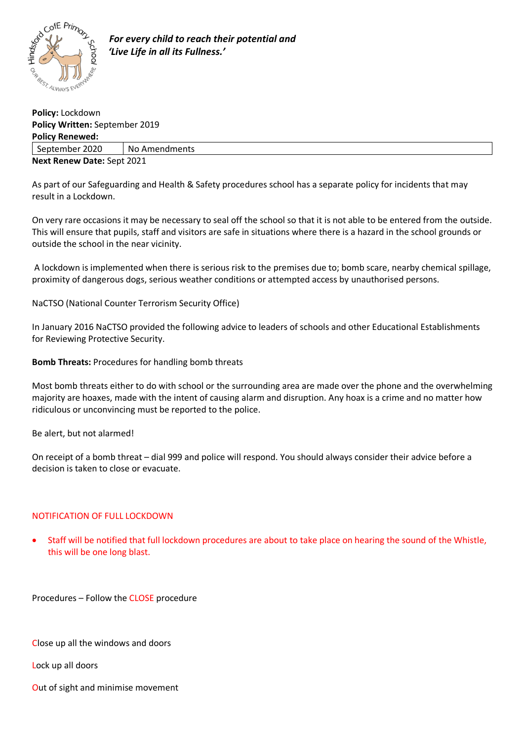*For every child to reach their potential and 'Live Life in all its Fullness.'*

**Policy:** Lockdown
**Policy Written:** September 2019
**Policy Renewed:**

| September 2020 | No Amendments |
|---|---|

**Next Renew Date:** Sept 2021

As part of our Safeguarding and Health & Safety procedures school has a separate policy for incidents that may result in a Lockdown.

On very rare occasions it may be necessary to seal off the school so that it is not able to be entered from the outside. This will ensure that pupils, staff and visitors are safe in situations where there is a hazard in the school grounds or outside the school in the near vicinity.

A lockdown is implemented when there is serious risk to the premises due to; bomb scare, nearby chemical spillage, proximity of dangerous dogs, serious weather conditions or attempted access by unauthorised persons.

NaCTSO (National Counter Terrorism Security Office)

In January 2016 NaCTSO provided the following advice to leaders of schools and other Educational Establishments for Reviewing Protective Security.

**Bomb Threats:** Procedures for handling bomb threats

Most bomb threats either to do with school or the surrounding area are made over the phone and the overwhelming majority are hoaxes, made with the intent of causing alarm and disruption. Any hoax is a crime and no matter how ridiculous or unconvincing must be reported to the police.

Be alert, but not alarmed!

On receipt of a bomb threat – dial 999 and police will respond. You should always consider their advice before a decision is taken to close or evacuate.

NOTIFICATION OF FULL LOCKDOWN

- Staff will be notified that full lockdown procedures are about to take place on hearing the sound of the Whistle, this will be one long blast.

Procedures – Follow the CLOSE procedure

Close up all the windows and doors

Lock up all doors

Out of sight and minimise movement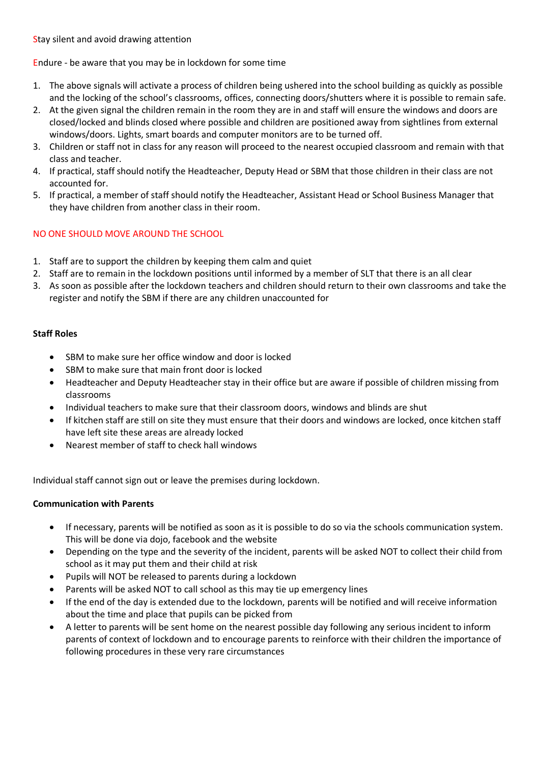Stay silent and avoid drawing attention

Endure - be aware that you may be in lockdown for some time

1. The above signals will activate a process of children being ushered into the school building as quickly as possible and the locking of the school's classrooms, offices, connecting doors/shutters where it is possible to remain safe.
2. At the given signal the children remain in the room they are in and staff will ensure the windows and doors are closed/locked and blinds closed where possible and children are positioned away from sightlines from external windows/doors. Lights, smart boards and computer monitors are to be turned off.
3. Children or staff not in class for any reason will proceed to the nearest occupied classroom and remain with that class and teacher.
4. If practical, staff should notify the Headteacher, Deputy Head or SBM that those children in their class are not accounted for.
5. If practical, a member of staff should notify the Headteacher, Assistant Head or School Business Manager that they have children from another class in their room.

NO ONE SHOULD MOVE AROUND THE SCHOOL

1. Staff are to support the children by keeping them calm and quiet
2. Staff are to remain in the lockdown positions until informed by a member of SLT that there is an all clear
3. As soon as possible after the lockdown teachers and children should return to their own classrooms and take the register and notify the SBM if there are any children unaccounted for

**Staff Roles**

- SBM to make sure her office window and door is locked
- SBM to make sure that main front door is locked
- Headteacher and Deputy Headteacher stay in their office but are aware if possible of children missing from classrooms
- Individual teachers to make sure that their classroom doors, windows and blinds are shut
- If kitchen staff are still on site they must ensure that their doors and windows are locked, once kitchen staff have left site these areas are already locked
- Nearest member of staff to check hall windows

Individual staff cannot sign out or leave the premises during lockdown.

**Communication with Parents**

- If necessary, parents will be notified as soon as it is possible to do so via the schools communication system. This will be done via dojo, facebook and the website
- Depending on the type and the severity of the incident, parents will be asked NOT to collect their child from school as it may put them and their child at risk
- Pupils will NOT be released to parents during a lockdown
- Parents will be asked NOT to call school as this may tie up emergency lines
- If the end of the day is extended due to the lockdown, parents will be notified and will receive information about the time and place that pupils can be picked from
- A letter to parents will be sent home on the nearest possible day following any serious incident to inform parents of context of lockdown and to encourage parents to reinforce with their children the importance of following procedures in these very rare circumstances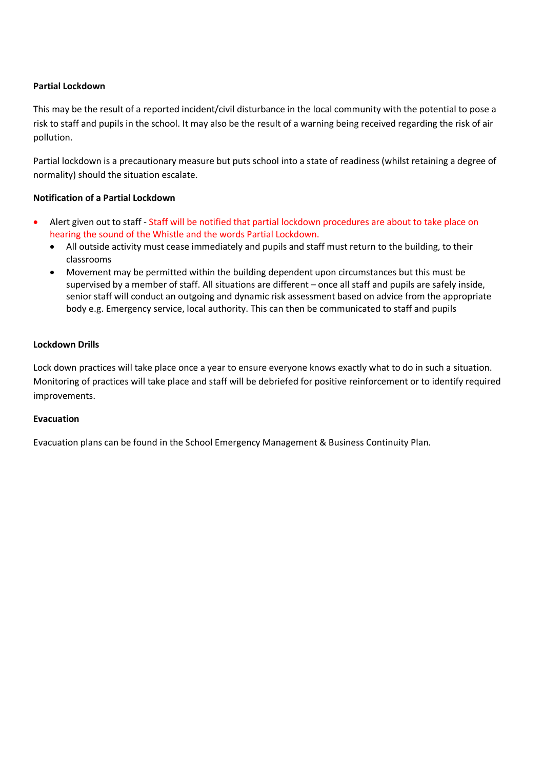**Partial Lockdown**

This may be the result of a reported incident/civil disturbance in the local community with the potential to pose a risk to staff and pupils in the school. It may also be the result of a warning being received regarding the risk of air pollution.

Partial lockdown is a precautionary measure but puts school into a state of readiness (whilst retaining a degree of normality) should the situation escalate.

**Notification of a Partial Lockdown**

- Alert given out to staff - Staff will be notified that partial lockdown procedures are about to take place on hearing the sound of the Whistle and the words Partial Lockdown.
    - All outside activity must cease immediately and pupils and staff must return to the building, to their classrooms
    - Movement may be permitted within the building dependent upon circumstances but this must be supervised by a member of staff. All situations are different – once all staff and pupils are safely inside, senior staff will conduct an outgoing and dynamic risk assessment based on advice from the appropriate body e.g. Emergency service, local authority. This can then be communicated to staff and pupils

**Lockdown Drills**

Lock down practices will take place once a year to ensure everyone knows exactly what to do in such a situation. Monitoring of practices will take place and staff will be debriefed for positive reinforcement or to identify required improvements.

**Evacuation**

Evacuation plans can be found in the School Emergency Management & Business Continuity Plan.